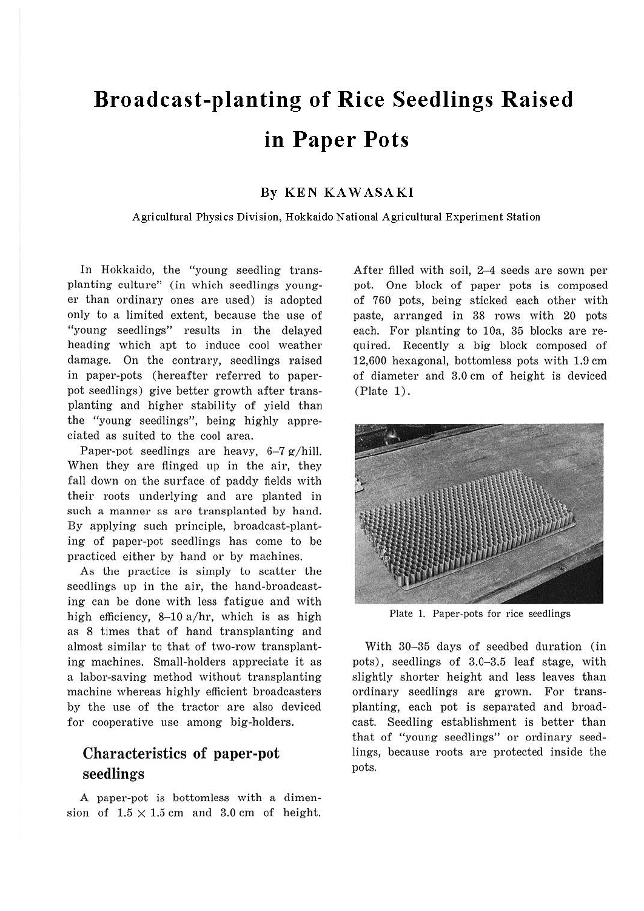# Broadcast-planting of Rice Seedlings Raised in Paper Pots

**By KEN KAWASAKI**

Agricultural Physics Division, Hokkaido National Agricultural Experiment Station

In Hokkaido, the "young seedling transplanting culture" (in which seedlings younger than ordinary ones are used) is adopted only to a limited extent, because the use of "young seedlings" results in the delayed heading which apt to induce cool weather damage. On the contrary, seedlings raised in paper-pots (hereafter referred to paper-pot seedlings) give better growth after transplanting and higher stability of yield than the "young seedlings", being highly appreciated as suited to the cool area.

Paper-pot seedlings are heavy, 6–7 g/hill. When they are flinged up in the air, they fall down on the surface of paddy fields with their roots underlying and are planted in such a manner as are transplanted by hand. By applying such principle, broadcast-planting of paper-pot seedlings has come to be practiced either by hand or by machines.

As the practice is simply to scatter the seedlings up in the air, the hand-broadcasting can be done with less fatigue and with high efficiency, 8–10 a/hr, which is as high as 8 times that of hand transplanting and almost similar to that of two-row transplanting machines. Small-holders appreciate it as a labor-saving method without transplanting machine whereas highly efficient broadcasters by the use of the tractor are also deviced for cooperative use among big-holders.

## Characteristics of paper-pot seedlings

A paper-pot is bottomless with a dimension of 1.5 × 1.5 cm and 3.0 cm of height. After filled with soil, 2–4 seeds are sown per pot. One block of paper pots is composed of 760 pots, being sticked each other with paste, arranged in 38 rows with 20 pots each. For planting to 10a, 35 blocks are required. Recently a big block composed of 12,600 hexagonal, bottomless pots with 1.9 cm of diameter and 3.0 cm of height is deviced (Plate 1).

Plate 1. Paper-pots for rice seedlings

With 30–35 days of seedbed duration (in pots), seedlings of 3.0–3.5 leaf stage, with slightly shorter height and less leaves than ordinary seedlings are grown. For transplanting, each pot is separated and broadcast. Seedling establishment is better than that of "young seedlings" or ordinary seedlings, because roots are protected inside the pots.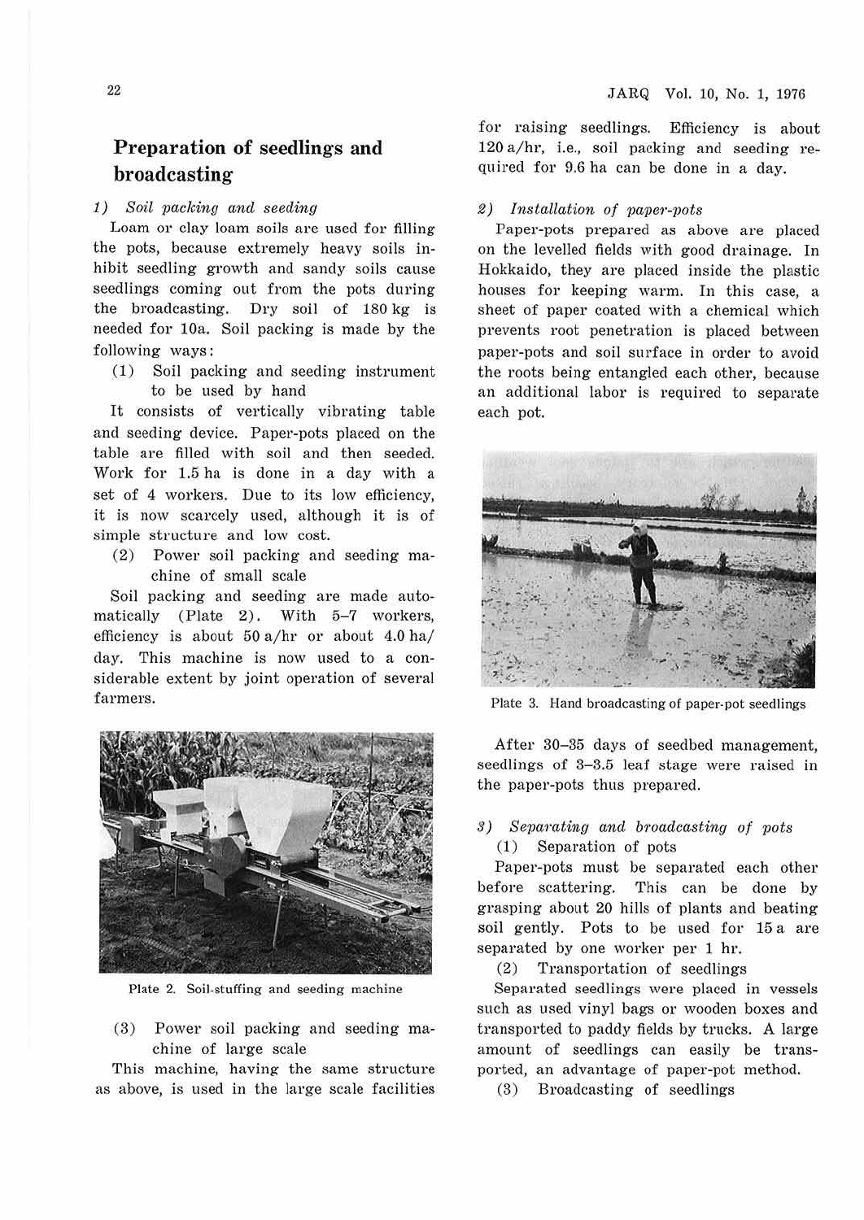## Preparation of seedlings and broadcasting

*1) Soil packing and seeding*

Loam or clay loam soils are used for filling the pots, because extremely heavy soils inhibit seedling growth and sandy soils cause seedlings coming out from the pots during the broadcasting. Dry soil of 180 kg is needed for 10a. Soil packing is made by the following ways:

(1) Soil packing and seeding instrument to be used by hand

It consists of vertically vibrating table and seeding device. Paper-pots placed on the table are filled with soil and then seeded. Work for 1.5 ha is done in a day with a set of 4 workers. Due to its low efficiency, it is now scarcely used, although it is of simple structure and low cost.

(2) Power soil packing and seeding machine of small scale

Soil packing and seeding are made automatically (Plate 2). With 5–7 workers, efficiency is about 50 a/hr or about 4.0 ha/day. This machine is now used to a considerable extent by joint operation of several farmers.

Plate 2. Soil-stuffing and seeding machine

(3) Power soil packing and seeding machine of large scale

This machine, having the same structure as above, is used in the large scale facilities for raising seedlings. Efficiency is about 120 a/hr, i.e., soil packing and seeding required for 9.6 ha can be done in a day.

*2) Installation of paper-pots*

Paper-pots prepared as above are placed on the levelled fields with good drainage. In Hokkaido, they are placed inside the plastic houses for keeping warm. In this case, a sheet of paper coated with a chemical which prevents root penetration is placed between paper-pots and soil surface in order to avoid the roots being entangled each other, because an additional labor is required to separate each pot.

Plate 3. Hand broadcasting of paper-pot seedlings

After 30–35 days of seedbed management, seedlings of 3–3.5 leaf stage were raised in the paper-pots thus prepared.

*3) Separating and broadcasting of pots*

(1) Separation of pots

Paper-pots must be separated each other before scattering. This can be done by grasping about 20 hills of plants and beating soil gently. Pots to be used for 15 a are separated by one worker per 1 hr.

(2) Transportation of seedlings

Separated seedlings were placed in vessels such as used vinyl bags or wooden boxes and transported to paddy fields by trucks. A large amount of seedlings can easily be transported, an advantage of paper-pot method.

(3) Broadcasting of seedlings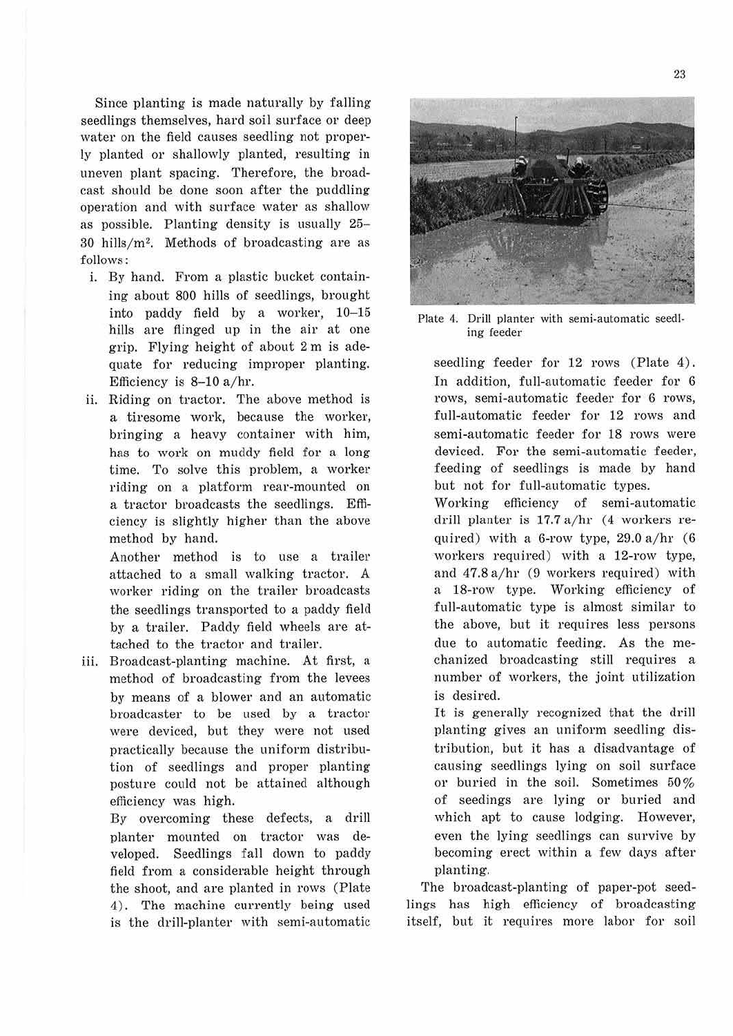Since planting is made naturally by falling seedlings themselves, hard soil surface or deep water on the field causes seedling not properly planted or shallowly planted, resulting in uneven plant spacing. Therefore, the broadcast should be done soon after the puddling operation and with surface water as shallow as possible. Planting density is usually 25–30 hills/m$^2$. Methods of broadcasting are as follows:

i. By hand. From a plastic bucket containing about 800 hills of seedlings, brought into paddy field by a worker, 10–15 hills are flinged up in the air at one grip. Flying height of about 2 m is adequate for reducing improper planting. Efficiency is 8–10 a/hr.

ii. Riding on tractor. The above method is a tiresome work, because the worker, bringing a heavy container with him, has to work on muddy field for a long time. To solve this problem, a worker riding on a platform rear-mounted on a tractor broadcasts the seedlings. Efficiency is slightly higher than the above method by hand.

   Another method is to use a trailer attached to a small walking tractor. A worker riding on the trailer broadcasts the seedlings transported to a paddy field by a trailer. Paddy field wheels are attached to the tractor and trailer.

iii. Broadcast-planting machine. At first, a method of broadcasting from the levees by means of a blower and an automatic broadcaster to be used by a tractor were deviced, but they were not used practically because the uniform distribution of seedlings and proper planting posture could not be attained although efficiency was high.

   By overcoming these defects, a drill planter mounted on tractor was developed. Seedlings fall down to paddy field from a considerable height through the shoot, and are planted in rows (Plate 4). The machine currently being used is the drill-planter with semi-automatic seedling feeder for 12 rows (Plate 4). In addition, full-automatic feeder for 6 rows, semi-automatic feeder for 6 rows, full-automatic feeder for 12 rows and semi-automatic feeder for 18 rows were deviced. For the semi-automatic feeder, feeding of seedlings is made by hand but not for full-automatic types.

   Working efficiency of semi-automatic drill planter is 17.7 a/hr (4 workers required) with a 6-row type, 29.0 a/hr (6 workers required) with a 12-row type, and 47.8 a/hr (9 workers required) with a 18-row type. Working efficiency of full-automatic type is almost similar to the above, but it requires less persons due to automatic feeding. As the mechanized broadcasting still requires a number of workers, the joint utilization is desired.

   It is generally recognized that the drill planting gives an uniform seedling distribution, but it has a disadvantage of causing seedlings lying on soil surface or buried in the soil. Sometimes 50% of seedings are lying or buried and which apt to cause lodging. However, even the lying seedlings can survive by becoming erect within a few days after planting.

Plate 4. Drill planter with semi-automatic seedling feeder

The broadcast-planting of paper-pot seedlings has high efficiency of broadcasting itself, but it requires more labor for soil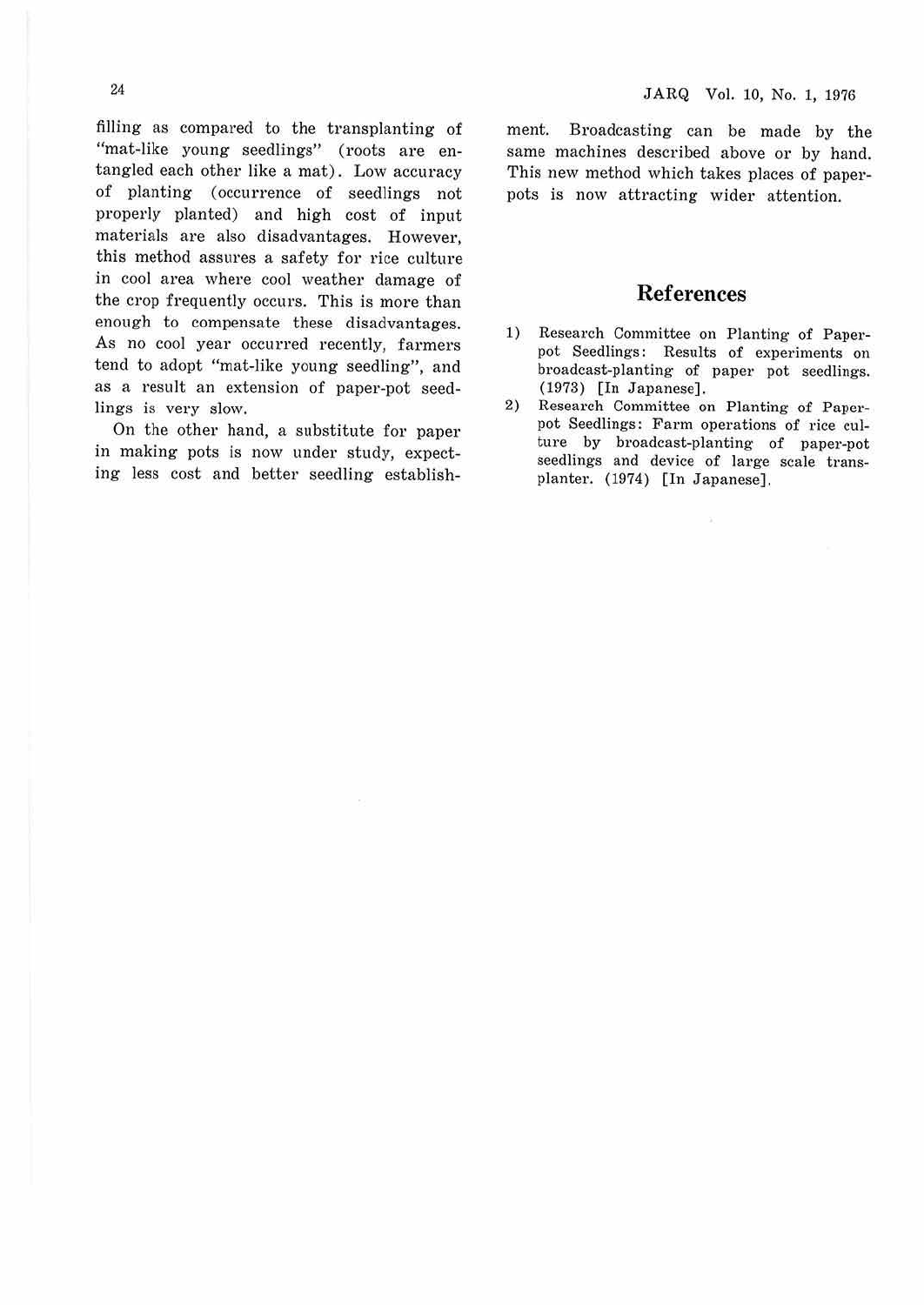filling as compared to the transplanting of "mat-like young seedlings" (roots are entangled each other like a mat). Low accuracy of planting (occurrence of seedlings not properly planted) and high cost of input materials are also disadvantages. However, this method assures a safety for rice culture in cool area where cool weather damage of the crop frequently occurs. This is more than enough to compensate these disadvantages. As no cool year occurred recently, farmers tend to adopt "mat-like young seedling", and as a result an extension of paper-pot seedlings is very slow.

On the other hand, a substitute for paper in making pots is now under study, expecting less cost and better seedling establishment. Broadcasting can be made by the same machines described above or by hand. This new method which takes places of paper-pots is now attracting wider attention.

## References

1) Research Committee on Planting of Paper-pot Seedlings: Results of experiments on broadcast-planting of paper pot seedlings. (1973) [In Japanese].
2) Research Committee on Planting of Paper-pot Seedlings: Farm operations of rice culture by broadcast-planting of paper-pot seedlings and device of large scale transplanter. (1974) [In Japanese].